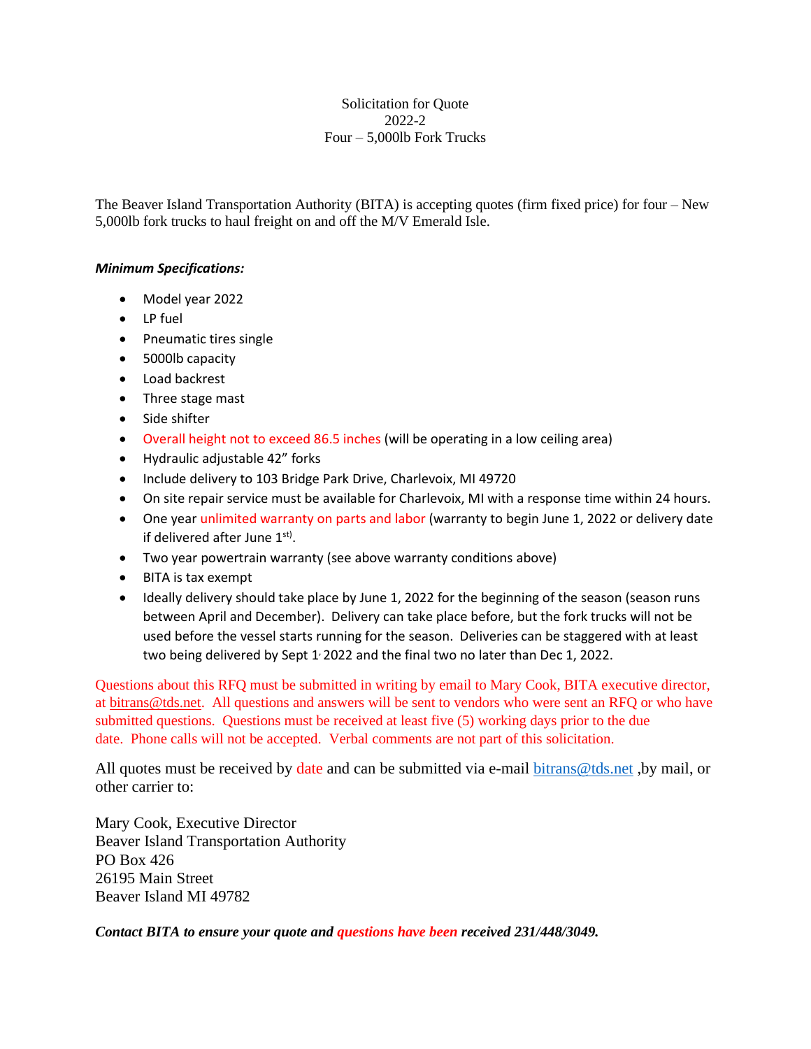# Solicitation for Quote
# 2022-2
# Four – 5,000lb Fork Trucks

The Beaver Island Transportation Authority (BITA) is accepting quotes (firm fixed price) for four – New 5,000lb fork trucks to haul freight on and off the M/V Emerald Isle.

***Minimum Specifications:***

- Model year 2022
- LP fuel
- Pneumatic tires single
- 5000lb capacity
- Load backrest
- Three stage mast
- Side shifter
- Overall height not to exceed 86.5 inches (will be operating in a low ceiling area)
- Hydraulic adjustable 42" forks
- Include delivery to 103 Bridge Park Drive, Charlevoix, MI 49720
- On site repair service must be available for Charlevoix, MI with a response time within 24 hours.
- One year unlimited warranty on parts and labor (warranty to begin June 1, 2022 or delivery date if delivered after June 1st).
- Two year powertrain warranty (see above warranty conditions above)
- BITA is tax exempt
- Ideally delivery should take place by June 1, 2022 for the beginning of the season (season runs between April and December). Delivery can take place before, but the fork trucks will not be used before the vessel starts running for the season. Deliveries can be staggered with at least two being delivered by Sept 1, 2022 and the final two no later than Dec 1, 2022.

Questions about this RFQ must be submitted in writing by email to Mary Cook, BITA executive director, at bitrans@tds.net. All questions and answers will be sent to vendors who were sent an RFQ or who have submitted questions. Questions must be received at least five (5) working days prior to the due date. Phone calls will not be accepted. Verbal comments are not part of this solicitation.

All quotes must be received by date and can be submitted via e-mail bitrans@tds.net ,by mail, or other carrier to:

Mary Cook, Executive Director
Beaver Island Transportation Authority
PO Box 426
26195 Main Street
Beaver Island MI 49782

***Contact BITA to ensure your quote and questions have been received 231/448/3049.***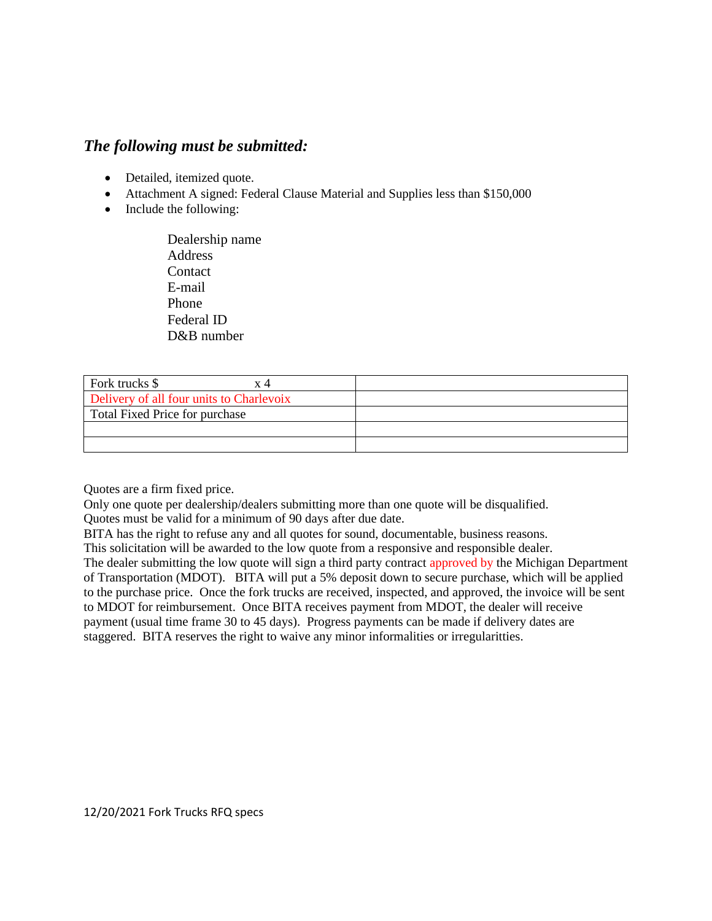***The following must be submitted:***

- Detailed, itemized quote.
- Attachment A signed: Federal Clause Material and Supplies less than $150,000
- Include the following:

  Dealership name
  Address
  Contact
  E-mail
  Phone
  Federal ID
  D&B number

| | |
|---|---|
| Fork trucks $ x 4 | |
| Delivery of all four units to Charlevoix | |
| Total Fixed Price for purchase | |
| | |
| | |

Quotes are a firm fixed price.
Only one quote per dealership/dealers submitting more than one quote will be disqualified.
Quotes must be valid for a minimum of 90 days after due date.
BITA has the right to refuse any and all quotes for sound, documentable, business reasons.
This solicitation will be awarded to the low quote from a responsive and responsible dealer.
The dealer submitting the low quote will sign a third party contract approved by the Michigan Department of Transportation (MDOT). BITA will put a 5% deposit down to secure purchase, which will be applied to the purchase price. Once the fork trucks are received, inspected, and approved, the invoice will be sent to MDOT for reimbursement. Once BITA receives payment from MDOT, the dealer will receive payment (usual time frame 30 to 45 days). Progress payments can be made if delivery dates are staggered. BITA reserves the right to waive any minor informalities or irregularaitties.

12/20/2021 Fork Trucks RFQ specs